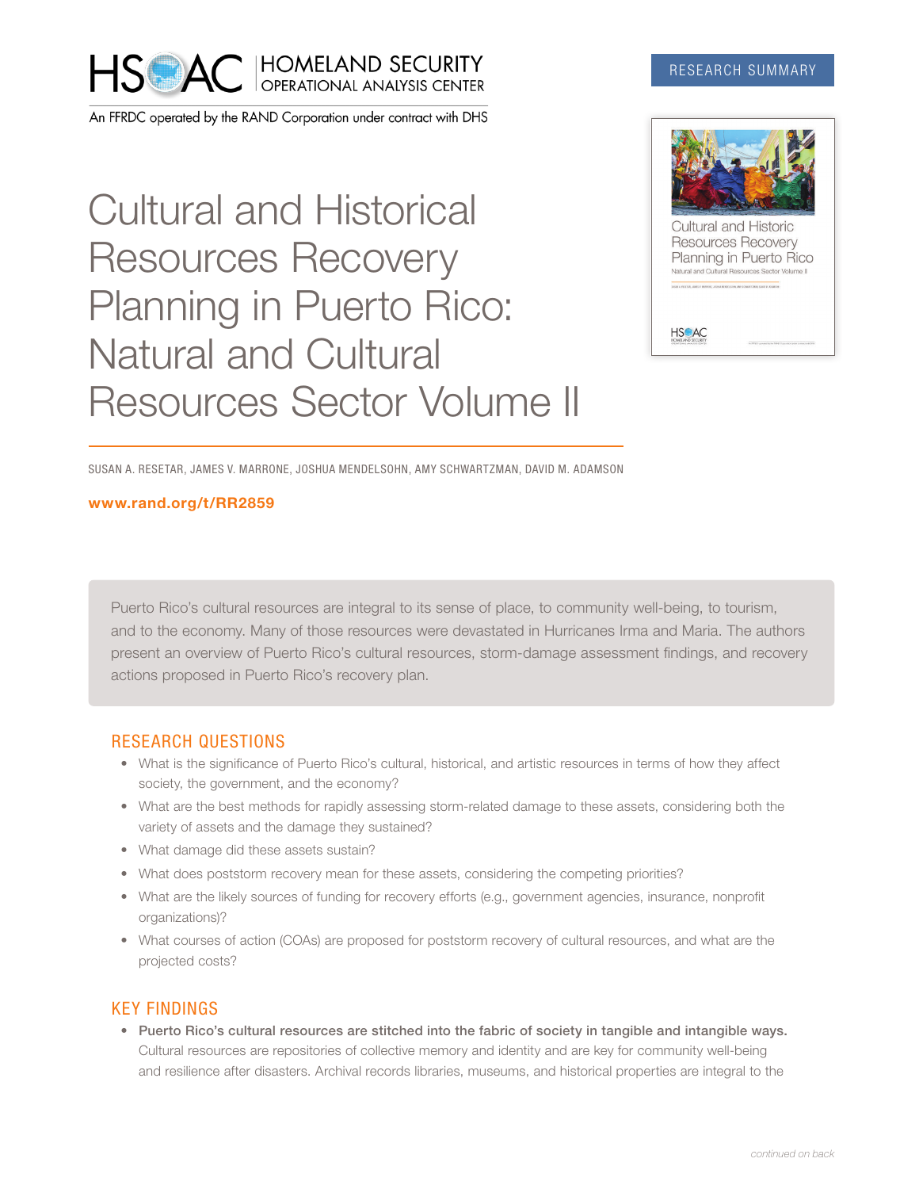HOMELAND SECURITY OPERATIONAL ANALYSIS CENTER

An FFRDC operated by the RAND Corporation under contract with DHS

RESEARCH SUMMARY

# Cultural and Historical Resources Recovery Planning in Puerto Rico: Natural and Cultural Resources Sector Volume II

SUSAN A. RESETAR, JAMES V. MARRONE, JOSHUA MENDELSOHN, AMY SCHWARTZMAN, DAVID M. ADAMSON

**www.rand.org/t/RR2859**

Puerto Rico's cultural resources are integral to its sense of place, to community well-being, to tourism, and to the economy. Many of those resources were devastated in Hurricanes Irma and Maria. The authors present an overview of Puerto Rico's cultural resources, storm-damage assessment findings, and recovery actions proposed in Puerto Rico's recovery plan.

## RESEARCH QUESTIONS

- What is the significance of Puerto Rico's cultural, historical, and artistic resources in terms of how they affect society, the government, and the economy?
- What are the best methods for rapidly assessing storm-related damage to these assets, considering both the variety of assets and the damage they sustained?
- What damage did these assets sustain?
- What does poststorm recovery mean for these assets, considering the competing priorities?
- What are the likely sources of funding for recovery efforts (e.g., government agencies, insurance, nonprofit organizations)?
- What courses of action (COAs) are proposed for poststorm recovery of cultural resources, and what are the projected costs?

## KEY FINDINGS

- **Puerto Rico's cultural resources are stitched into the fabric of society in tangible and intangible ways.** Cultural resources are repositories of collective memory and identity and are key for community well-being and resilience after disasters. Archival records libraries, museums, and historical properties are integral to the

*continued on back*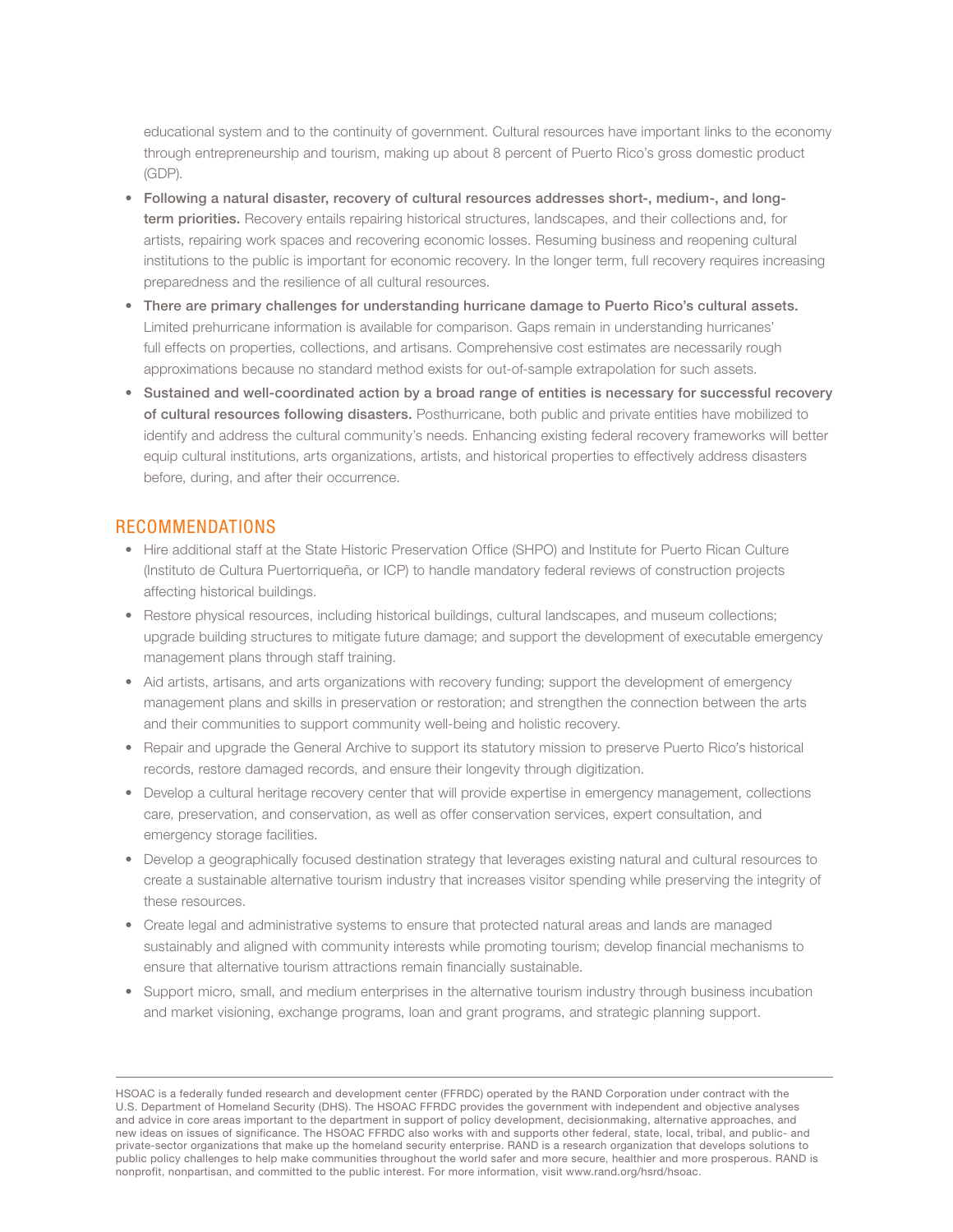educational system and to the continuity of government. Cultural resources have important links to the economy through entrepreneurship and tourism, making up about 8 percent of Puerto Rico's gross domestic product (GDP).

- **Following a natural disaster, recovery of cultural resources addresses short-, medium-, and long-term priorities.** Recovery entails repairing historical structures, landscapes, and their collections and, for artists, repairing work spaces and recovering economic losses. Resuming business and reopening cultural institutions to the public is important for economic recovery. In the longer term, full recovery requires increasing preparedness and the resilience of all cultural resources.
- **There are primary challenges for understanding hurricane damage to Puerto Rico's cultural assets.** Limited prehurricane information is available for comparison. Gaps remain in understanding hurricanes' full effects on properties, collections, and artisans. Comprehensive cost estimates are necessarily rough approximations because no standard method exists for out-of-sample extrapolation for such assets.
- **Sustained and well-coordinated action by a broad range of entities is necessary for successful recovery of cultural resources following disasters.** Posthurricane, both public and private entities have mobilized to identify and address the cultural community's needs. Enhancing existing federal recovery frameworks will better equip cultural institutions, arts organizations, artists, and historical properties to effectively address disasters before, during, and after their occurrence.

## RECOMMENDATIONS

- Hire additional staff at the State Historic Preservation Office (SHPO) and Institute for Puerto Rican Culture (Instituto de Cultura Puertorriqueña, or ICP) to handle mandatory federal reviews of construction projects affecting historical buildings.
- Restore physical resources, including historical buildings, cultural landscapes, and museum collections; upgrade building structures to mitigate future damage; and support the development of executable emergency management plans through staff training.
- Aid artists, artisans, and arts organizations with recovery funding; support the development of emergency management plans and skills in preservation or restoration; and strengthen the connection between the arts and their communities to support community well-being and holistic recovery.
- Repair and upgrade the General Archive to support its statutory mission to preserve Puerto Rico's historical records, restore damaged records, and ensure their longevity through digitization.
- Develop a cultural heritage recovery center that will provide expertise in emergency management, collections care, preservation, and conservation, as well as offer conservation services, expert consultation, and emergency storage facilities.
- Develop a geographically focused destination strategy that leverages existing natural and cultural resources to create a sustainable alternative tourism industry that increases visitor spending while preserving the integrity of these resources.
- Create legal and administrative systems to ensure that protected natural areas and lands are managed sustainably and aligned with community interests while promoting tourism; develop financial mechanisms to ensure that alternative tourism attractions remain financially sustainable.
- Support micro, small, and medium enterprises in the alternative tourism industry through business incubation and market visioning, exchange programs, loan and grant programs, and strategic planning support.

---

HSOAC is a federally funded research and development center (FFRDC) operated by the RAND Corporation under contract with the U.S. Department of Homeland Security (DHS). The HSOAC FFRDC provides the government with independent and objective analyses and advice in core areas important to the department in support of policy development, decisionmaking, alternative approaches, and new ideas on issues of significance. The HSOAC FFRDC also works with and supports other federal, state, local, tribal, and public- and private-sector organizations that make up the homeland security enterprise. RAND is a research organization that develops solutions to public policy challenges to help make communities throughout the world safer and more secure, healthier and more prosperous. RAND is nonprofit, nonpartisan, and committed to the public interest. For more information, visit www.rand.org/hsrd/hsoac.